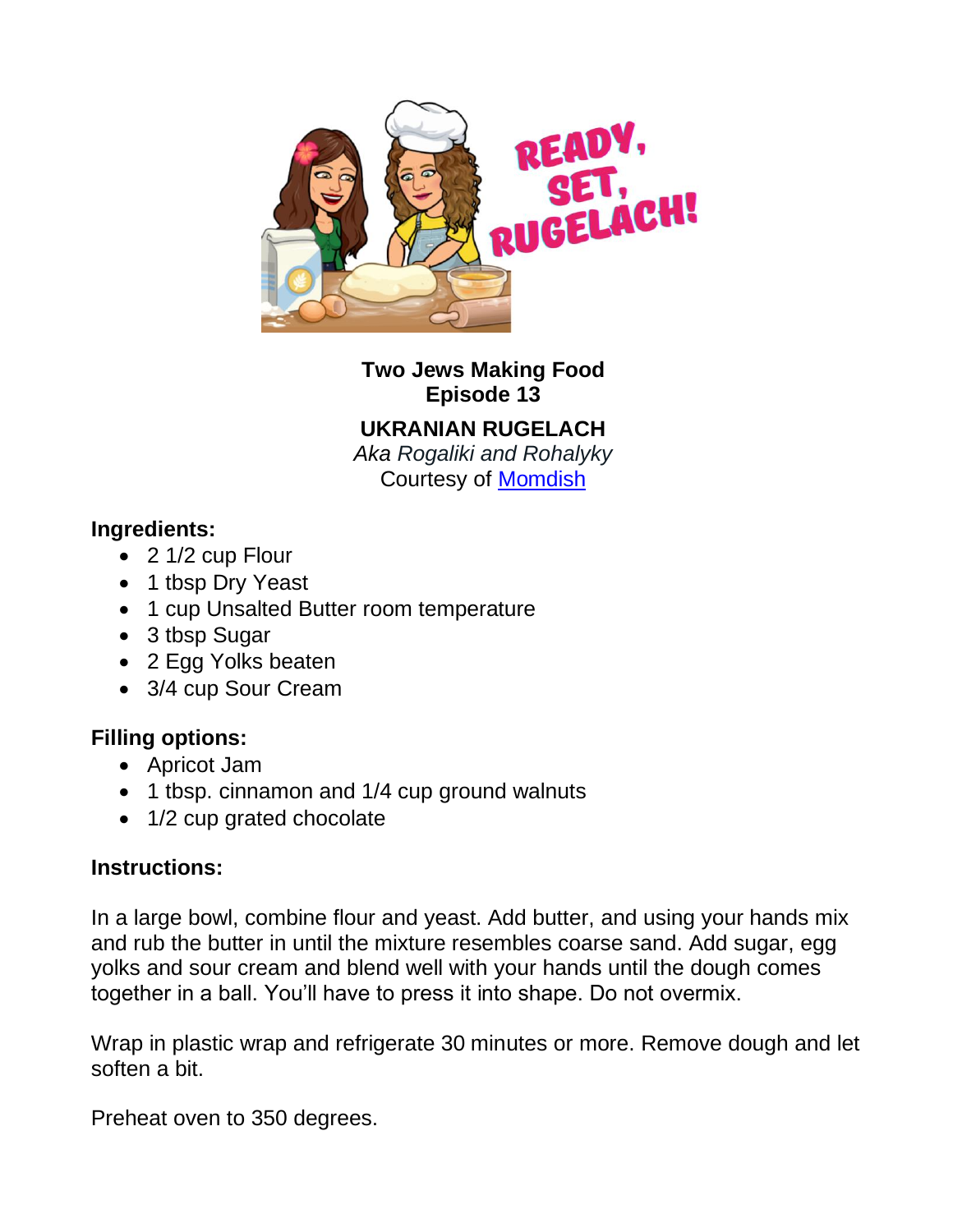**Two Jews Making Food**
**Episode 13**

## UKRANIAN RUGELACH

*Aka Rogaliki and Rohalyky*
Courtesy of Momdish

**Ingredients:**

- 2 1/2 cup Flour
- 1 tbsp Dry Yeast
- 1 cup Unsalted Butter room temperature
- 3 tbsp Sugar
- 2 Egg Yolks beaten
- 3/4 cup Sour Cream

**Filling options:**

- Apricot Jam
- 1 tbsp. cinnamon and 1/4 cup ground walnuts
- 1/2 cup grated chocolate

**Instructions:**

In a large bowl, combine flour and yeast. Add butter, and using your hands mix and rub the butter in until the mixture resembles coarse sand. Add sugar, egg yolks and sour cream and blend well with your hands until the dough comes together in a ball. You'll have to press it into shape. Do not overmix.

Wrap in plastic wrap and refrigerate 30 minutes or more. Remove dough and let soften a bit.

Preheat oven to 350 degrees.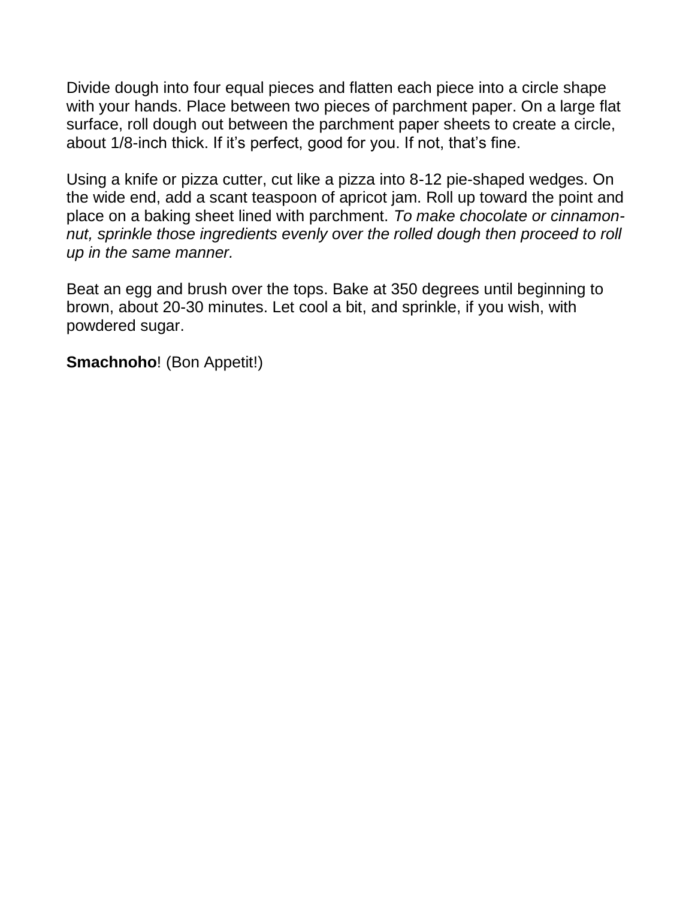Divide dough into four equal pieces and flatten each piece into a circle shape with your hands. Place between two pieces of parchment paper. On a large flat surface, roll dough out between the parchment paper sheets to create a circle, about 1/8-inch thick. If it's perfect, good for you. If not, that's fine.

Using a knife or pizza cutter, cut like a pizza into 8-12 pie-shaped wedges. On the wide end, add a scant teaspoon of apricot jam. Roll up toward the point and place on a baking sheet lined with parchment. *To make chocolate or cinnamon-nut, sprinkle those ingredients evenly over the rolled dough then proceed to roll up in the same manner.*

Beat an egg and brush over the tops. Bake at 350 degrees until beginning to brown, about 20-30 minutes. Let cool a bit, and sprinkle, if you wish, with powdered sugar.

**Smachnoho**! (Bon Appetit!)